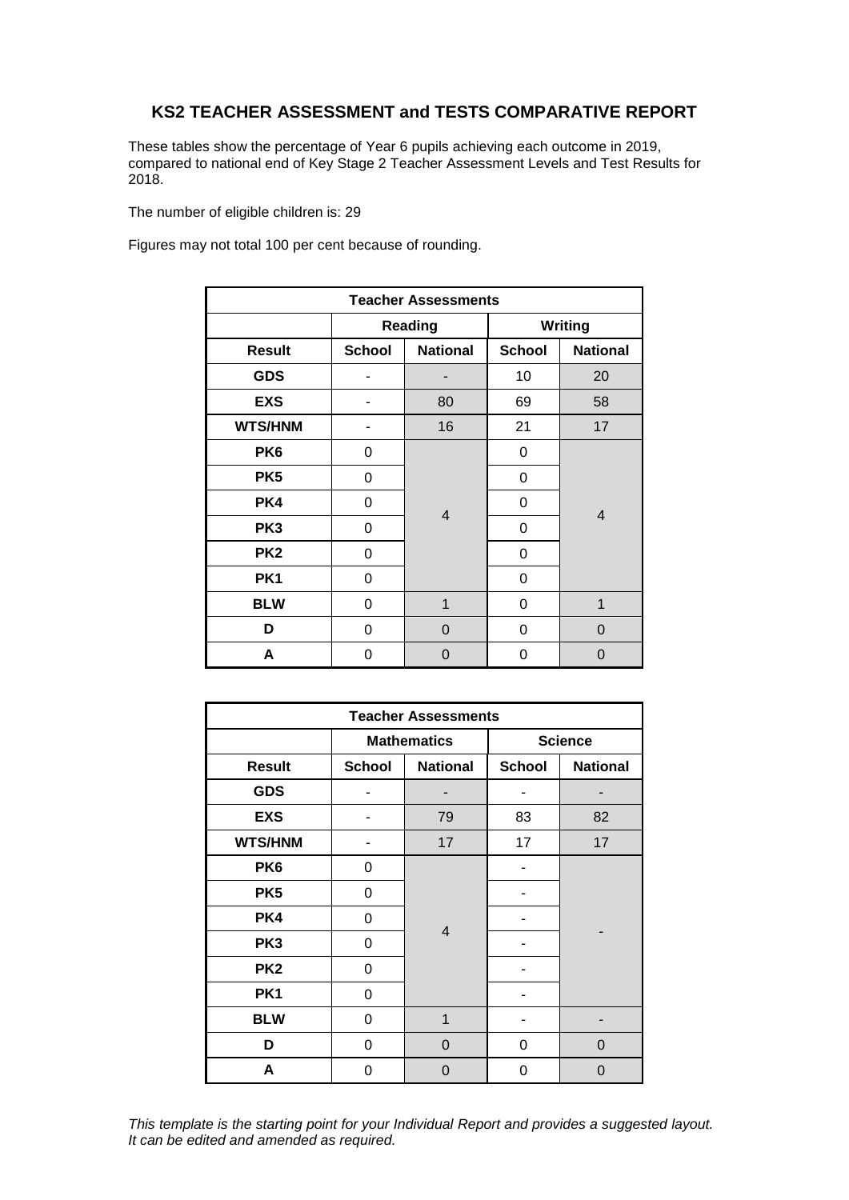## KS2 TEACHER ASSESSMENT and TESTS COMPARATIVE REPORT

These tables show the percentage of Year 6 pupils achieving each outcome in 2019, compared to national end of Key Stage 2 Teacher Assessment Levels and Test Results for 2018.

The number of eligible children is: 29

Figures may not total 100 per cent because of rounding.

| Teacher Assessments | | | | |
|---|---|---|---|---|
| | Reading | | Writing | |
| **Result** | **School** | **National** | **School** | **National** |
| **GDS** | - | - | 10 | 20 |
| **EXS** | - | 80 | 69 | 58 |
| **WTS/HNM** | - | 16 | 21 | 17 |
| **PK6** | 0 | 4 | 0 | 4 |
| **PK5** | 0 | | 0 | |
| **PK4** | 0 | | 0 | |
| **PK3** | 0 | | 0 | |
| **PK2** | 0 | | 0 | |
| **PK1** | 0 | | 0 | |
| **BLW** | 0 | 1 | 0 | 1 |
| **D** | 0 | 0 | 0 | 0 |
| **A** | 0 | 0 | 0 | 0 |

| Teacher Assessments | | | | |
|---|---|---|---|---|
| | Mathematics | | Science | |
| **Result** | **School** | **National** | **School** | **National** |
| **GDS** | - | - | - | - |
| **EXS** | - | 79 | 83 | 82 |
| **WTS/HNM** | - | 17 | 17 | 17 |
| **PK6** | 0 | 4 | - | - |
| **PK5** | 0 | | - | |
| **PK4** | 0 | | - | |
| **PK3** | 0 | | - | |
| **PK2** | 0 | | - | |
| **PK1** | 0 | | - | |
| **BLW** | 0 | 1 | - | - |
| **D** | 0 | 0 | 0 | 0 |
| **A** | 0 | 0 | 0 | 0 |

*This template is the starting point for your Individual Report and provides a suggested layout. It can be edited and amended as required.*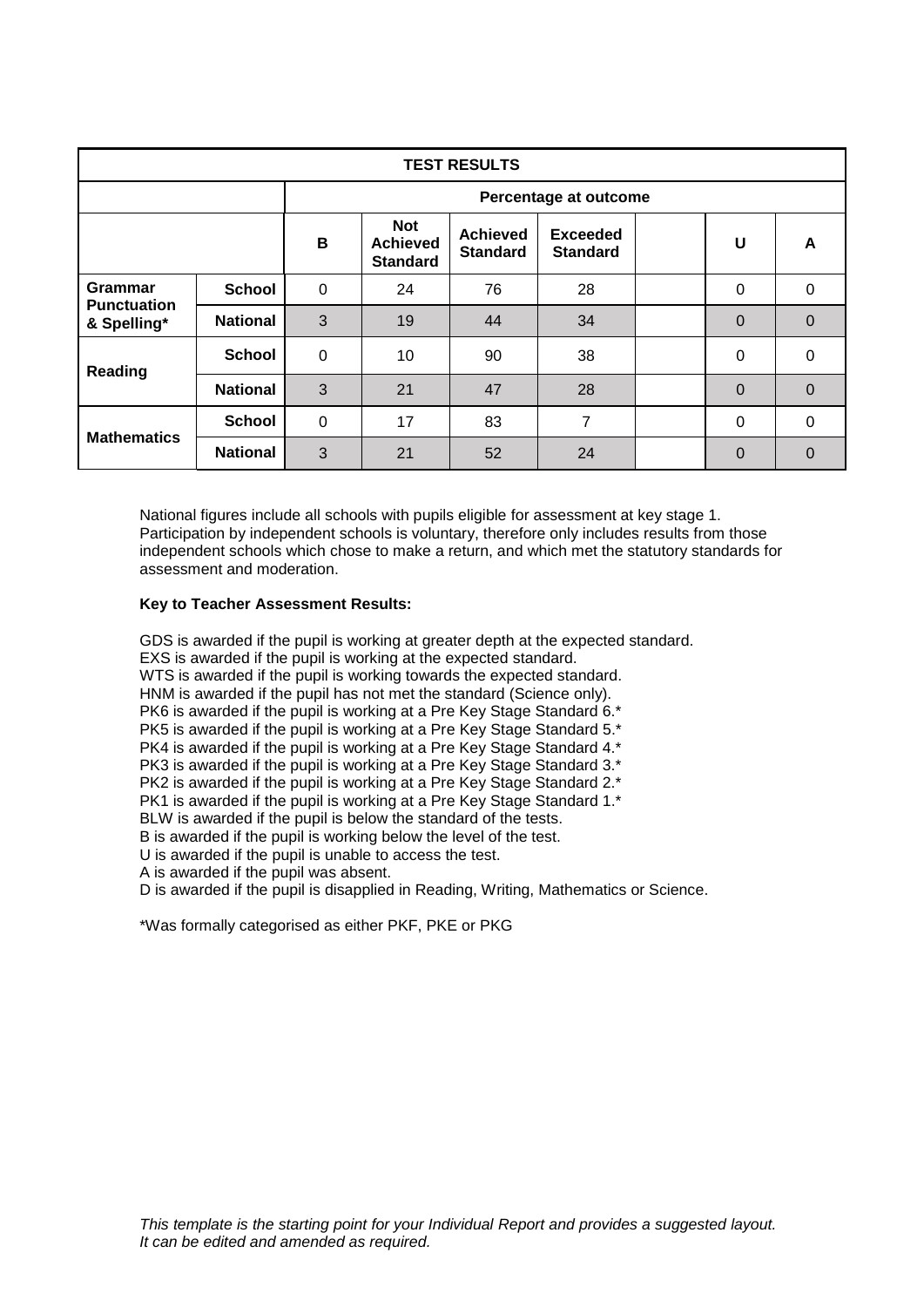| TEST RESULTS | | | | | | | | |
|---|---|---|---|---|---|---|---|---|
| | | Percentage at outcome | | | | | | |
| | | B | Not Achieved Standard | Achieved Standard | Exceeded Standard | | U | A |
| Grammar Punctuation & Spelling* | School | 0 | 24 | 76 | 28 | | 0 | 0 |
| | National | 3 | 19 | 44 | 34 | | 0 | 0 |
| Reading | School | 0 | 10 | 90 | 38 | | 0 | 0 |
| | National | 3 | 21 | 47 | 28 | | 0 | 0 |
| Mathematics | School | 0 | 17 | 83 | 7 | | 0 | 0 |
| | National | 3 | 21 | 52 | 24 | | 0 | 0 |

National figures include all schools with pupils eligible for assessment at key stage 1. Participation by independent schools is voluntary, therefore only includes results from those independent schools which chose to make a return, and which met the statutory standards for assessment and moderation.

**Key to Teacher Assessment Results:**

GDS is awarded if the pupil is working at greater depth at the expected standard.
EXS is awarded if the pupil is working at the expected standard.
WTS is awarded if the pupil is working towards the expected standard.
HNM is awarded if the pupil has not met the standard (Science only).
PK6 is awarded if the pupil is working at a Pre Key Stage Standard 6.*
PK5 is awarded if the pupil is working at a Pre Key Stage Standard 5.*
PK4 is awarded if the pupil is working at a Pre Key Stage Standard 4.*
PK3 is awarded if the pupil is working at a Pre Key Stage Standard 3.*
PK2 is awarded if the pupil is working at a Pre Key Stage Standard 2.*
PK1 is awarded if the pupil is working at a Pre Key Stage Standard 1.*
BLW is awarded if the pupil is below the standard of the tests.
B is awarded if the pupil is working below the level of the test.
U is awarded if the pupil is unable to access the test.
A is awarded if the pupil was absent.
D is awarded if the pupil is disapplied in Reading, Writing, Mathematics or Science.

*Was formally categorised as either PKF, PKE or PKG

*This template is the starting point for your Individual Report and provides a suggested layout. It can be edited and amended as required.*